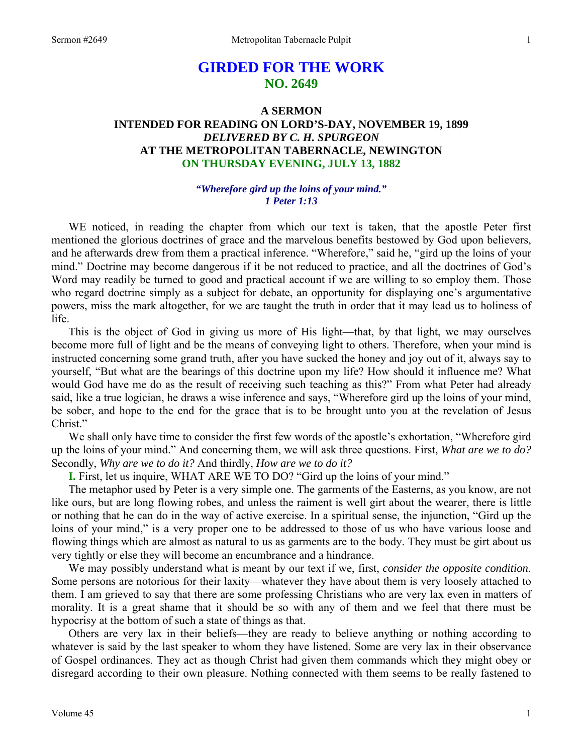# GIRDED FOR THE WORK
## NO. 2649

### A SERMON
### INTENDED FOR READING ON LORD'S-DAY, NOVEMBER 19, 1899
### *DELIVERED BY C. H. SPURGEON*
### AT THE METROPOLITAN TABERNACLE, NEWINGTON
### ON THURSDAY EVENING, JULY 13, 1882

***"Wherefore gird up the loins of your mind."***
***1 Peter 1:13***

WE noticed, in reading the chapter from which our text is taken, that the apostle Peter first mentioned the glorious doctrines of grace and the marvelous benefits bestowed by God upon believers, and he afterwards drew from them a practical inference. "Wherefore," said he, "gird up the loins of your mind." Doctrine may become dangerous if it be not reduced to practice, and all the doctrines of God's Word may readily be turned to good and practical account if we are willing to so employ them. Those who regard doctrine simply as a subject for debate, an opportunity for displaying one's argumentative powers, miss the mark altogether, for we are taught the truth in order that it may lead us to holiness of life.

This is the object of God in giving us more of His light—that, by that light, we may ourselves become more full of light and be the means of conveying light to others. Therefore, when your mind is instructed concerning some grand truth, after you have sucked the honey and joy out of it, always say to yourself, "But what are the bearings of this doctrine upon my life? How should it influence me? What would God have me do as the result of receiving such teaching as this?" From what Peter had already said, like a true logician, he draws a wise inference and says, "Wherefore gird up the loins of your mind, be sober, and hope to the end for the grace that is to be brought unto you at the revelation of Jesus Christ."

We shall only have time to consider the first few words of the apostle's exhortation, "Wherefore gird up the loins of your mind." And concerning them, we will ask three questions. First, *What are we to do?* Secondly, *Why are we to do it?* And thirdly, *How are we to do it?*

**I.** First, let us inquire, WHAT ARE WE TO DO? "Gird up the loins of your mind."

The metaphor used by Peter is a very simple one. The garments of the Easterns, as you know, are not like ours, but are long flowing robes, and unless the raiment is well girt about the wearer, there is little or nothing that he can do in the way of active exercise. In a spiritual sense, the injunction, "Gird up the loins of your mind," is a very proper one to be addressed to those of us who have various loose and flowing things which are almost as natural to us as garments are to the body. They must be girt about us very tightly or else they will become an encumbrance and a hindrance.

We may possibly understand what is meant by our text if we, first, *consider the opposite condition*. Some persons are notorious for their laxity—whatever they have about them is very loosely attached to them. I am grieved to say that there are some professing Christians who are very lax even in matters of morality. It is a great shame that it should be so with any of them and we feel that there must be hypocrisy at the bottom of such a state of things as that.

Others are very lax in their beliefs—they are ready to believe anything or nothing according to whatever is said by the last speaker to whom they have listened. Some are very lax in their observance of Gospel ordinances. They act as though Christ had given them commands which they might obey or disregard according to their own pleasure. Nothing connected with them seems to be really fastened to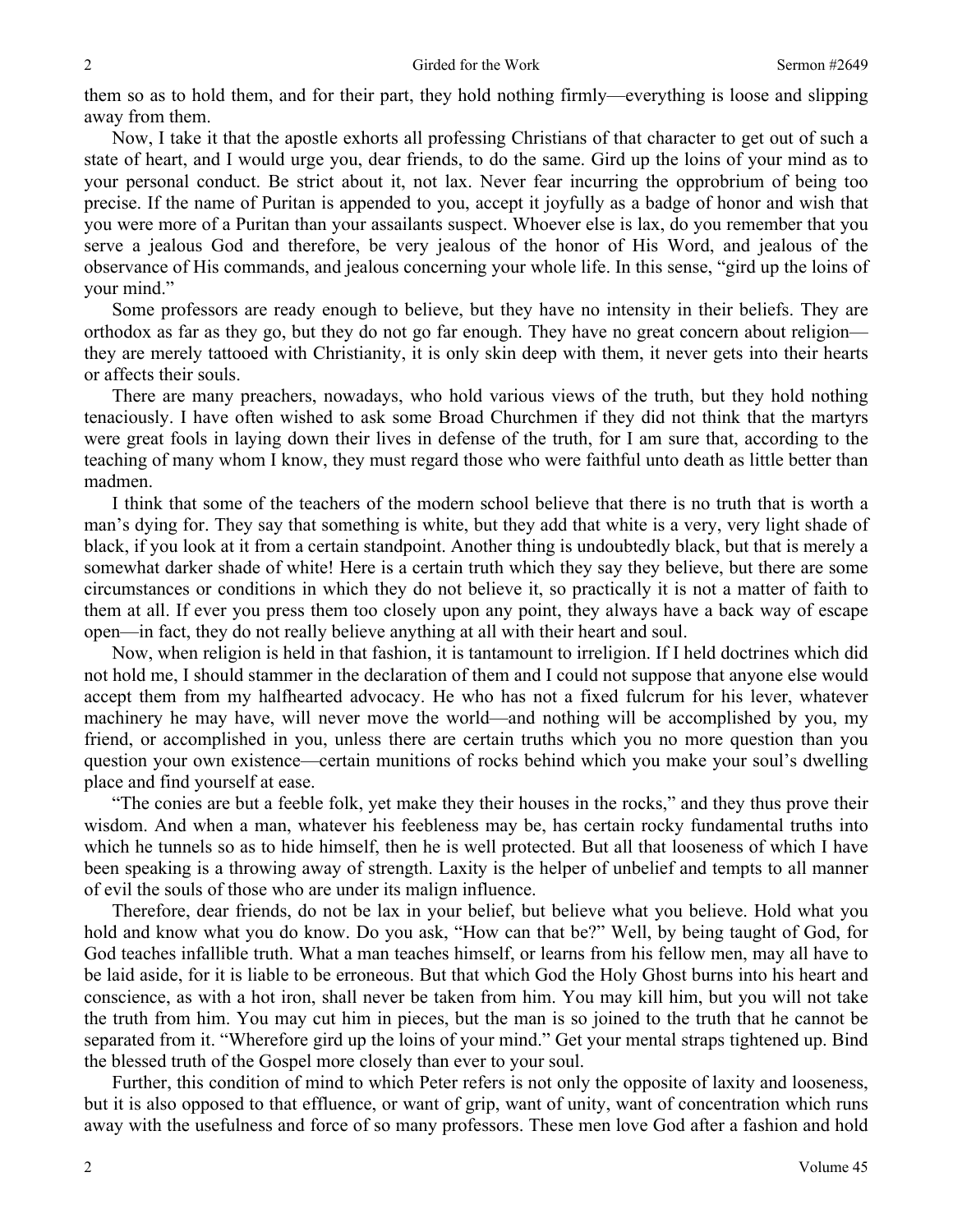them so as to hold them, and for their part, they hold nothing firmly—everything is loose and slipping away from them.

Now, I take it that the apostle exhorts all professing Christians of that character to get out of such a state of heart, and I would urge you, dear friends, to do the same. Gird up the loins of your mind as to your personal conduct. Be strict about it, not lax. Never fear incurring the opprobrium of being too precise. If the name of Puritan is appended to you, accept it joyfully as a badge of honor and wish that you were more of a Puritan than your assailants suspect. Whoever else is lax, do you remember that you serve a jealous God and therefore, be very jealous of the honor of His Word, and jealous of the observance of His commands, and jealous concerning your whole life. In this sense, "gird up the loins of your mind."

Some professors are ready enough to believe, but they have no intensity in their beliefs. They are orthodox as far as they go, but they do not go far enough. They have no great concern about religion—they are merely tattooed with Christianity, it is only skin deep with them, it never gets into their hearts or affects their souls.

There are many preachers, nowadays, who hold various views of the truth, but they hold nothing tenaciously. I have often wished to ask some Broad Churchmen if they did not think that the martyrs were great fools in laying down their lives in defense of the truth, for I am sure that, according to the teaching of many whom I know, they must regard those who were faithful unto death as little better than madmen.

I think that some of the teachers of the modern school believe that there is no truth that is worth a man's dying for. They say that something is white, but they add that white is a very, very light shade of black, if you look at it from a certain standpoint. Another thing is undoubtedly black, but that is merely a somewhat darker shade of white! Here is a certain truth which they say they believe, but there are some circumstances or conditions in which they do not believe it, so practically it is not a matter of faith to them at all. If ever you press them too closely upon any point, they always have a back way of escape open—in fact, they do not really believe anything at all with their heart and soul.

Now, when religion is held in that fashion, it is tantamount to irreligion. If I held doctrines which did not hold me, I should stammer in the declaration of them and I could not suppose that anyone else would accept them from my halfhearted advocacy. He who has not a fixed fulcrum for his lever, whatever machinery he may have, will never move the world—and nothing will be accomplished by you, my friend, or accomplished in you, unless there are certain truths which you no more question than you question your own existence—certain munitions of rocks behind which you make your soul's dwelling place and find yourself at ease.

"The conies are but a feeble folk, yet make they their houses in the rocks," and they thus prove their wisdom. And when a man, whatever his feebleness may be, has certain rocky fundamental truths into which he tunnels so as to hide himself, then he is well protected. But all that looseness of which I have been speaking is a throwing away of strength. Laxity is the helper of unbelief and tempts to all manner of evil the souls of those who are under its malign influence.

Therefore, dear friends, do not be lax in your belief, but believe what you believe. Hold what you hold and know what you do know. Do you ask, "How can that be?" Well, by being taught of God, for God teaches infallible truth. What a man teaches himself, or learns from his fellow men, may all have to be laid aside, for it is liable to be erroneous. But that which God the Holy Ghost burns into his heart and conscience, as with a hot iron, shall never be taken from him. You may kill him, but you will not take the truth from him. You may cut him in pieces, but the man is so joined to the truth that he cannot be separated from it. "Wherefore gird up the loins of your mind." Get your mental straps tightened up. Bind the blessed truth of the Gospel more closely than ever to your soul.

Further, this condition of mind to which Peter refers is not only the opposite of laxity and looseness, but it is also opposed to that effluence, or want of grip, want of unity, want of concentration which runs away with the usefulness and force of so many professors. These men love God after a fashion and hold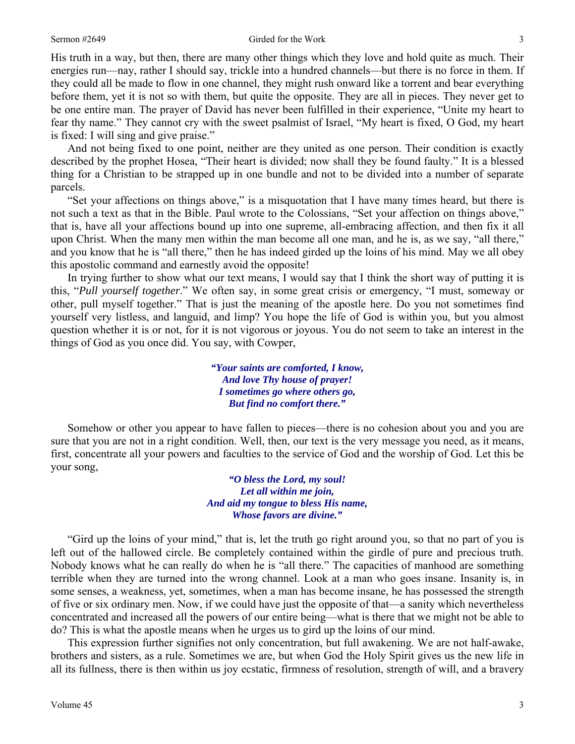His truth in a way, but then, there are many other things which they love and hold quite as much. Their energies run—nay, rather I should say, trickle into a hundred channels—but there is no force in them. If they could all be made to flow in one channel, they might rush onward like a torrent and bear everything before them, yet it is not so with them, but quite the opposite. They are all in pieces. They never get to be one entire man. The prayer of David has never been fulfilled in their experience, "Unite my heart to fear thy name." They cannot cry with the sweet psalmist of Israel, "My heart is fixed, O God, my heart is fixed: I will sing and give praise."

And not being fixed to one point, neither are they united as one person. Their condition is exactly described by the prophet Hosea, "Their heart is divided; now shall they be found faulty." It is a blessed thing for a Christian to be strapped up in one bundle and not to be divided into a number of separate parcels.

"Set your affections on things above," is a misquotation that I have many times heard, but there is not such a text as that in the Bible. Paul wrote to the Colossians, "Set your affection on things above," that is, have all your affections bound up into one supreme, all-embracing affection, and then fix it all upon Christ. When the many men within the man become all one man, and he is, as we say, "all there," and you know that he is "all there," then he has indeed girded up the loins of his mind. May we all obey this apostolic command and earnestly avoid the opposite!

In trying further to show what our text means, I would say that I think the short way of putting it is this, "*Pull yourself together*." We often say, in some great crisis or emergency, "I must, someway or other, pull myself together." That is just the meaning of the apostle here. Do you not sometimes find yourself very listless, and languid, and limp? You hope the life of God is within you, but you almost question whether it is or not, for it is not vigorous or joyous. You do not seem to take an interest in the things of God as you once did. You say, with Cowper,

> ***"Your saints are comforted, I know,***
> ***And love Thy house of prayer!***
> ***I sometimes go where others go,***
> ***But find no comfort there."***

Somehow or other you appear to have fallen to pieces—there is no cohesion about you and you are sure that you are not in a right condition. Well, then, our text is the very message you need, as it means, first, concentrate all your powers and faculties to the service of God and the worship of God. Let this be your song,

> ***"O bless the Lord, my soul!***
> ***Let all within me join,***
> ***And aid my tongue to bless His name,***
> ***Whose favors are divine."***

"Gird up the loins of your mind," that is, let the truth go right around you, so that no part of you is left out of the hallowed circle. Be completely contained within the girdle of pure and precious truth. Nobody knows what he can really do when he is "all there." The capacities of manhood are something terrible when they are turned into the wrong channel. Look at a man who goes insane. Insanity is, in some senses, a weakness, yet, sometimes, when a man has become insane, he has possessed the strength of five or six ordinary men. Now, if we could have just the opposite of that—a sanity which nevertheless concentrated and increased all the powers of our entire being—what is there that we might not be able to do? This is what the apostle means when he urges us to gird up the loins of our mind.

This expression further signifies not only concentration, but full awakening. We are not half-awake, brothers and sisters, as a rule. Sometimes we are, but when God the Holy Spirit gives us the new life in all its fullness, there is then within us joy ecstatic, firmness of resolution, strength of will, and a bravery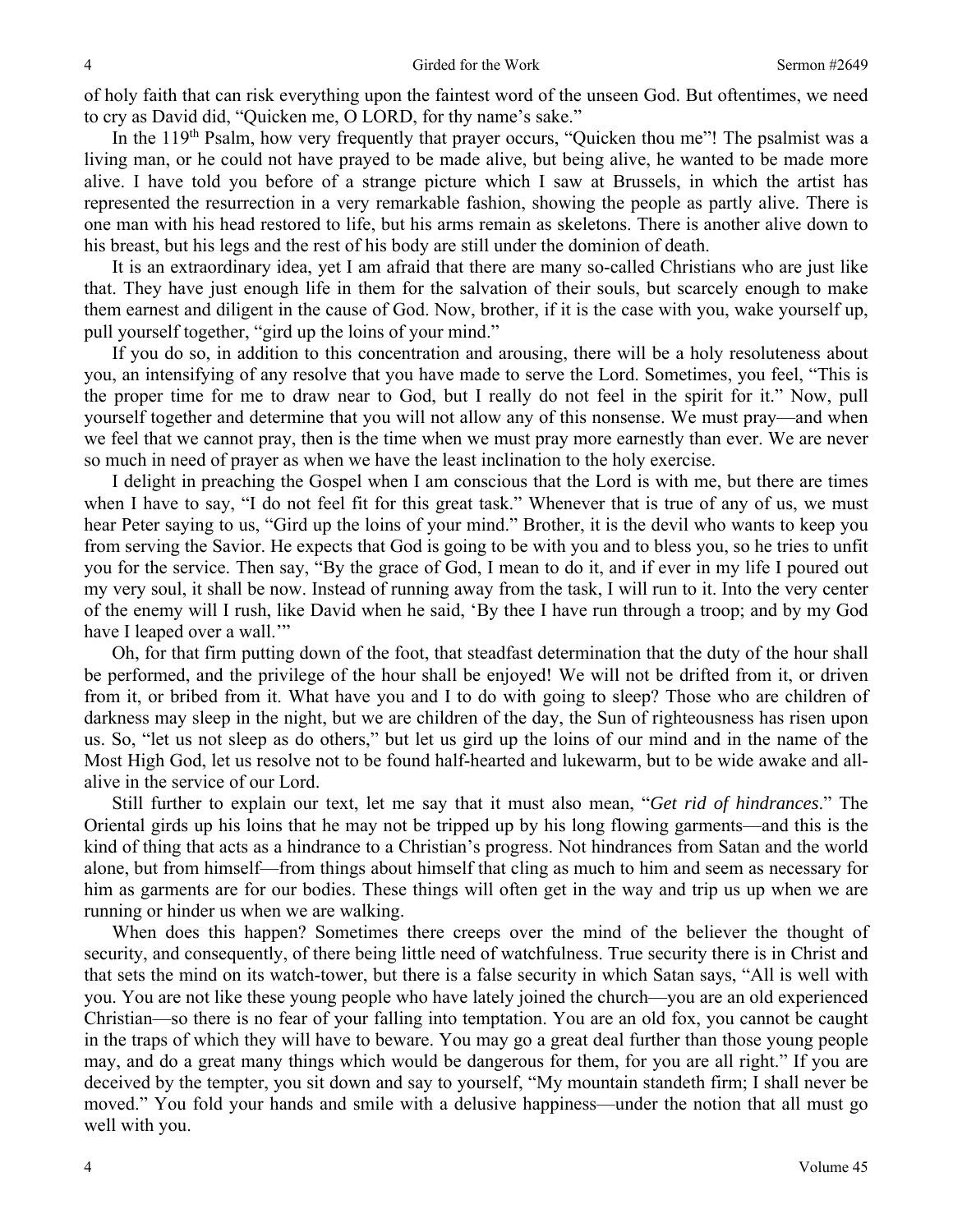of holy faith that can risk everything upon the faintest word of the unseen God. But oftentimes, we need to cry as David did, "Quicken me, O LORD, for thy name's sake."

In the 119th Psalm, how very frequently that prayer occurs, "Quicken thou me"! The psalmist was a living man, or he could not have prayed to be made alive, but being alive, he wanted to be made more alive. I have told you before of a strange picture which I saw at Brussels, in which the artist has represented the resurrection in a very remarkable fashion, showing the people as partly alive. There is one man with his head restored to life, but his arms remain as skeletons. There is another alive down to his breast, but his legs and the rest of his body are still under the dominion of death.

It is an extraordinary idea, yet I am afraid that there are many so-called Christians who are just like that. They have just enough life in them for the salvation of their souls, but scarcely enough to make them earnest and diligent in the cause of God. Now, brother, if it is the case with you, wake yourself up, pull yourself together, "gird up the loins of your mind."

If you do so, in addition to this concentration and arousing, there will be a holy resoluteness about you, an intensifying of any resolve that you have made to serve the Lord. Sometimes, you feel, "This is the proper time for me to draw near to God, but I really do not feel in the spirit for it." Now, pull yourself together and determine that you will not allow any of this nonsense. We must pray—and when we feel that we cannot pray, then is the time when we must pray more earnestly than ever. We are never so much in need of prayer as when we have the least inclination to the holy exercise.

I delight in preaching the Gospel when I am conscious that the Lord is with me, but there are times when I have to say, "I do not feel fit for this great task." Whenever that is true of any of us, we must hear Peter saying to us, "Gird up the loins of your mind." Brother, it is the devil who wants to keep you from serving the Savior. He expects that God is going to be with you and to bless you, so he tries to unfit you for the service. Then say, "By the grace of God, I mean to do it, and if ever in my life I poured out my very soul, it shall be now. Instead of running away from the task, I will run to it. Into the very center of the enemy will I rush, like David when he said, 'By thee I have run through a troop; and by my God have I leaped over a wall.'"

Oh, for that firm putting down of the foot, that steadfast determination that the duty of the hour shall be performed, and the privilege of the hour shall be enjoyed! We will not be drifted from it, or driven from it, or bribed from it. What have you and I to do with going to sleep? Those who are children of darkness may sleep in the night, but we are children of the day, the Sun of righteousness has risen upon us. So, "let us not sleep as do others," but let us gird up the loins of our mind and in the name of the Most High God, let us resolve not to be found half-hearted and lukewarm, but to be wide awake and all-alive in the service of our Lord.

Still further to explain our text, let me say that it must also mean, "*Get rid of hindrances*." The Oriental girds up his loins that he may not be tripped up by his long flowing garments—and this is the kind of thing that acts as a hindrance to a Christian's progress. Not hindrances from Satan and the world alone, but from himself—from things about himself that cling as much to him and seem as necessary for him as garments are for our bodies. These things will often get in the way and trip us up when we are running or hinder us when we are walking.

When does this happen? Sometimes there creeps over the mind of the believer the thought of security, and consequently, of there being little need of watchfulness. True security there is in Christ and that sets the mind on its watch-tower, but there is a false security in which Satan says, "All is well with you. You are not like these young people who have lately joined the church—you are an old experienced Christian—so there is no fear of your falling into temptation. You are an old fox, you cannot be caught in the traps of which they will have to beware. You may go a great deal further than those young people may, and do a great many things which would be dangerous for them, for you are all right." If you are deceived by the tempter, you sit down and say to yourself, "My mountain standeth firm; I shall never be moved." You fold your hands and smile with a delusive happiness—under the notion that all must go well with you.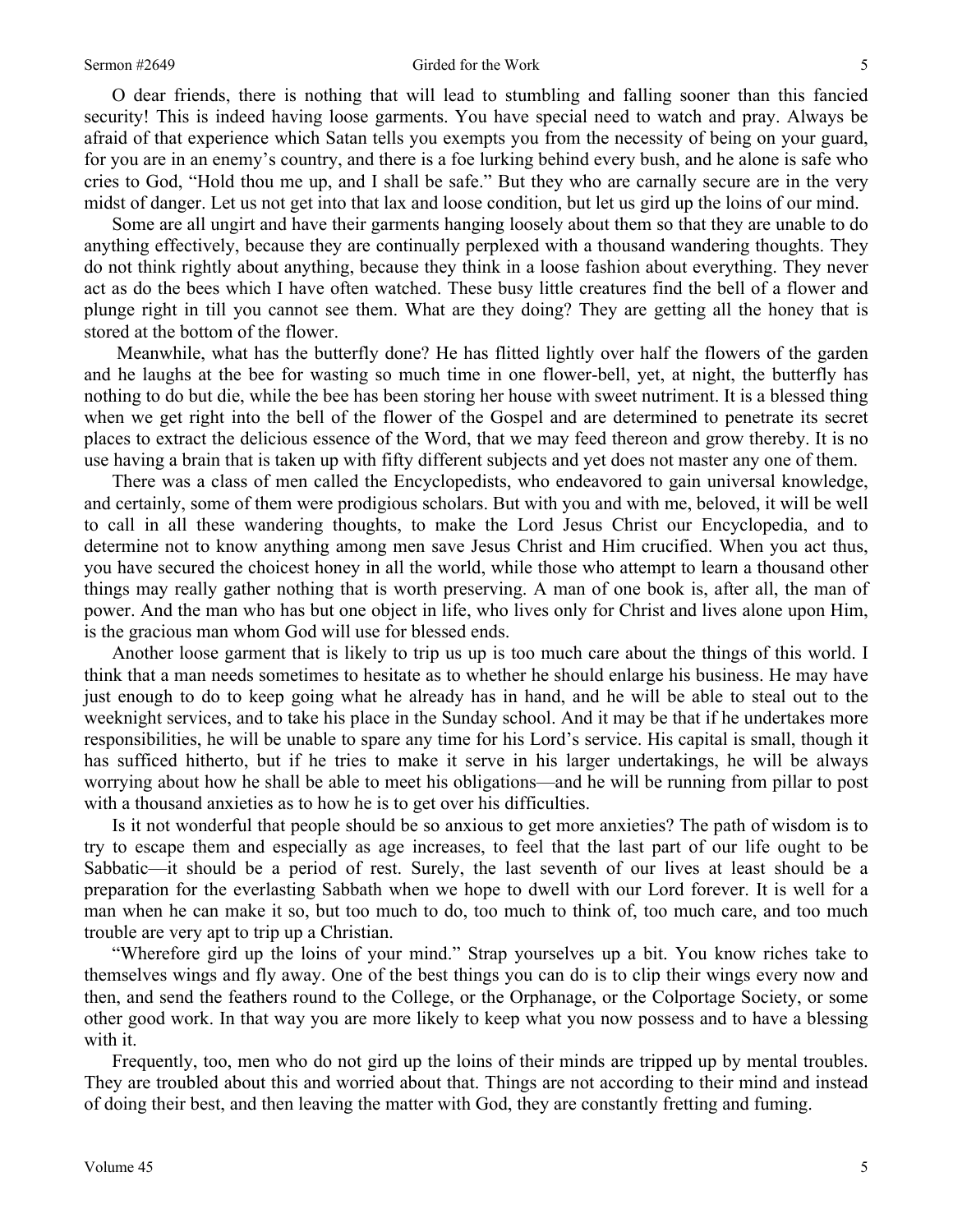O dear friends, there is nothing that will lead to stumbling and falling sooner than this fancied security! This is indeed having loose garments. You have special need to watch and pray. Always be afraid of that experience which Satan tells you exempts you from the necessity of being on your guard, for you are in an enemy's country, and there is a foe lurking behind every bush, and he alone is safe who cries to God, "Hold thou me up, and I shall be safe." But they who are carnally secure are in the very midst of danger. Let us not get into that lax and loose condition, but let us gird up the loins of our mind.

Some are all ungirt and have their garments hanging loosely about them so that they are unable to do anything effectively, because they are continually perplexed with a thousand wandering thoughts. They do not think rightly about anything, because they think in a loose fashion about everything. They never act as do the bees which I have often watched. These busy little creatures find the bell of a flower and plunge right in till you cannot see them. What are they doing? They are getting all the honey that is stored at the bottom of the flower.

Meanwhile, what has the butterfly done? He has flitted lightly over half the flowers of the garden and he laughs at the bee for wasting so much time in one flower-bell, yet, at night, the butterfly has nothing to do but die, while the bee has been storing her house with sweet nutriment. It is a blessed thing when we get right into the bell of the flower of the Gospel and are determined to penetrate its secret places to extract the delicious essence of the Word, that we may feed thereon and grow thereby. It is no use having a brain that is taken up with fifty different subjects and yet does not master any one of them.

There was a class of men called the Encyclopedists, who endeavored to gain universal knowledge, and certainly, some of them were prodigious scholars. But with you and with me, beloved, it will be well to call in all these wandering thoughts, to make the Lord Jesus Christ our Encyclopedia, and to determine not to know anything among men save Jesus Christ and Him crucified. When you act thus, you have secured the choicest honey in all the world, while those who attempt to learn a thousand other things may really gather nothing that is worth preserving. A man of one book is, after all, the man of power. And the man who has but one object in life, who lives only for Christ and lives alone upon Him, is the gracious man whom God will use for blessed ends.

Another loose garment that is likely to trip us up is too much care about the things of this world. I think that a man needs sometimes to hesitate as to whether he should enlarge his business. He may have just enough to do to keep going what he already has in hand, and he will be able to steal out to the weeknight services, and to take his place in the Sunday school. And it may be that if he undertakes more responsibilities, he will be unable to spare any time for his Lord's service. His capital is small, though it has sufficed hitherto, but if he tries to make it serve in his larger undertakings, he will be always worrying about how he shall be able to meet his obligations—and he will be running from pillar to post with a thousand anxieties as to how he is to get over his difficulties.

Is it not wonderful that people should be so anxious to get more anxieties? The path of wisdom is to try to escape them and especially as age increases, to feel that the last part of our life ought to be Sabbatic—it should be a period of rest. Surely, the last seventh of our lives at least should be a preparation for the everlasting Sabbath when we hope to dwell with our Lord forever. It is well for a man when he can make it so, but too much to do, too much to think of, too much care, and too much trouble are very apt to trip up a Christian.

"Wherefore gird up the loins of your mind." Strap yourselves up a bit. You know riches take to themselves wings and fly away. One of the best things you can do is to clip their wings every now and then, and send the feathers round to the College, or the Orphanage, or the Colportage Society, or some other good work. In that way you are more likely to keep what you now possess and to have a blessing with it.

Frequently, too, men who do not gird up the loins of their minds are tripped up by mental troubles. They are troubled about this and worried about that. Things are not according to their mind and instead of doing their best, and then leaving the matter with God, they are constantly fretting and fuming.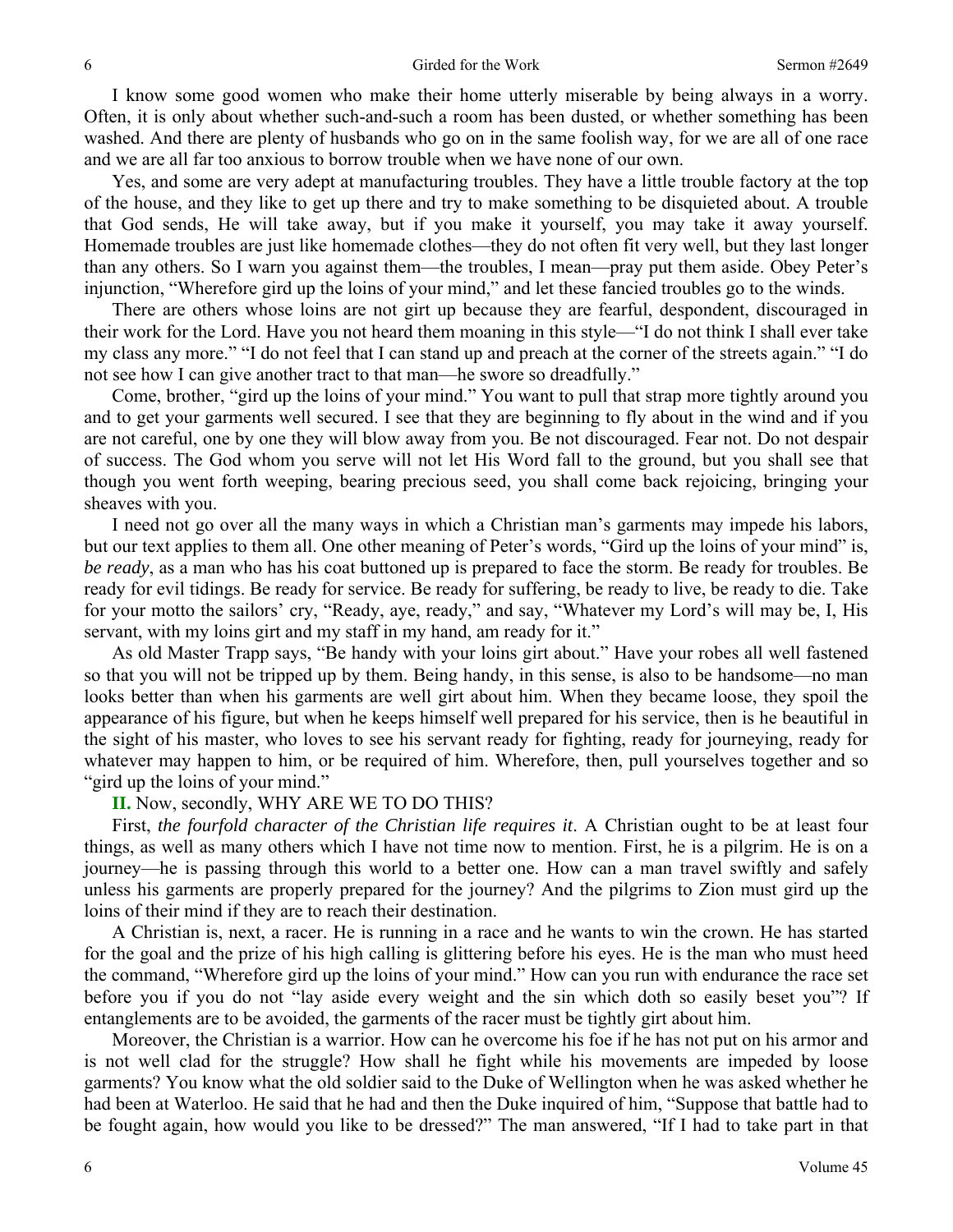I know some good women who make their home utterly miserable by being always in a worry. Often, it is only about whether such-and-such a room has been dusted, or whether something has been washed. And there are plenty of husbands who go on in the same foolish way, for we are all of one race and we are all far too anxious to borrow trouble when we have none of our own.

Yes, and some are very adept at manufacturing troubles. They have a little trouble factory at the top of the house, and they like to get up there and try to make something to be disquieted about. A trouble that God sends, He will take away, but if you make it yourself, you may take it away yourself. Homemade troubles are just like homemade clothes—they do not often fit very well, but they last longer than any others. So I warn you against them—the troubles, I mean—pray put them aside. Obey Peter's injunction, "Wherefore gird up the loins of your mind," and let these fancied troubles go to the winds.

There are others whose loins are not girt up because they are fearful, despondent, discouraged in their work for the Lord. Have you not heard them moaning in this style—"I do not think I shall ever take my class any more." "I do not feel that I can stand up and preach at the corner of the streets again." "I do not see how I can give another tract to that man—he swore so dreadfully."

Come, brother, "gird up the loins of your mind." You want to pull that strap more tightly around you and to get your garments well secured. I see that they are beginning to fly about in the wind and if you are not careful, one by one they will blow away from you. Be not discouraged. Fear not. Do not despair of success. The God whom you serve will not let His Word fall to the ground, but you shall see that though you went forth weeping, bearing precious seed, you shall come back rejoicing, bringing your sheaves with you.

I need not go over all the many ways in which a Christian man's garments may impede his labors, but our text applies to them all. One other meaning of Peter's words, "Gird up the loins of your mind" is, *be ready*, as a man who has his coat buttoned up is prepared to face the storm. Be ready for troubles. Be ready for evil tidings. Be ready for service. Be ready for suffering, be ready to live, be ready to die. Take for your motto the sailors' cry, "Ready, aye, ready," and say, "Whatever my Lord's will may be, I, His servant, with my loins girt and my staff in my hand, am ready for it."

As old Master Trapp says, "Be handy with your loins girt about." Have your robes all well fastened so that you will not be tripped up by them. Being handy, in this sense, is also to be handsome—no man looks better than when his garments are well girt about him. When they became loose, they spoil the appearance of his figure, but when he keeps himself well prepared for his service, then is he beautiful in the sight of his master, who loves to see his servant ready for fighting, ready for journeying, ready for whatever may happen to him, or be required of him. Wherefore, then, pull yourselves together and so "gird up the loins of your mind."

**II.** Now, secondly, WHY ARE WE TO DO THIS?

First, *the fourfold character of the Christian life requires it*. A Christian ought to be at least four things, as well as many others which I have not time now to mention. First, he is a pilgrim. He is on a journey—he is passing through this world to a better one. How can a man travel swiftly and safely unless his garments are properly prepared for the journey? And the pilgrims to Zion must gird up the loins of their mind if they are to reach their destination.

A Christian is, next, a racer. He is running in a race and he wants to win the crown. He has started for the goal and the prize of his high calling is glittering before his eyes. He is the man who must heed the command, "Wherefore gird up the loins of your mind." How can you run with endurance the race set before you if you do not "lay aside every weight and the sin which doth so easily beset you"? If entanglements are to be avoided, the garments of the racer must be tightly girt about him.

Moreover, the Christian is a warrior. How can he overcome his foe if he has not put on his armor and is not well clad for the struggle? How shall he fight while his movements are impeded by loose garments? You know what the old soldier said to the Duke of Wellington when he was asked whether he had been at Waterloo. He said that he had and then the Duke inquired of him, "Suppose that battle had to be fought again, how would you like to be dressed?" The man answered, "If I had to take part in that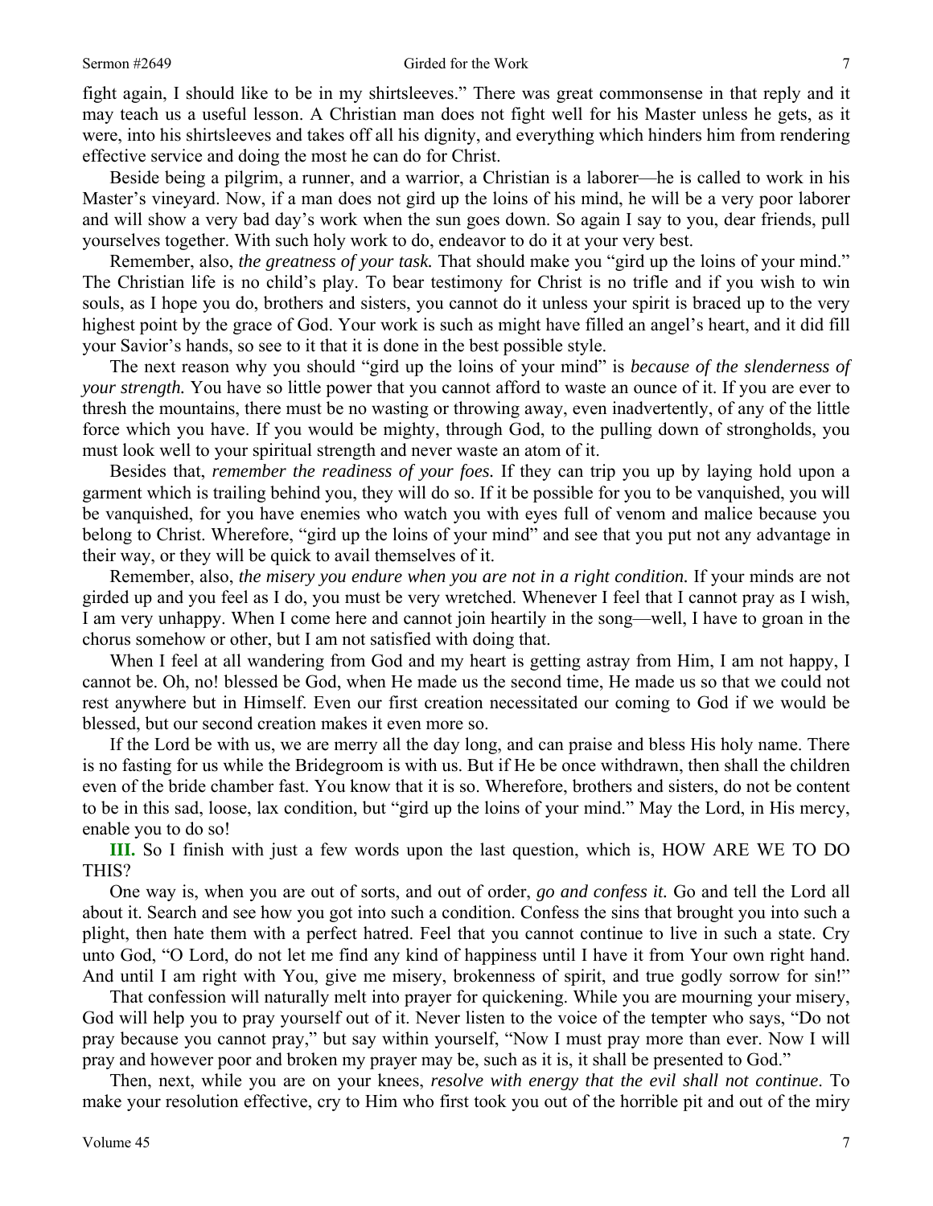fight again, I should like to be in my shirtsleeves." There was great commonsense in that reply and it may teach us a useful lesson. A Christian man does not fight well for his Master unless he gets, as it were, into his shirtsleeves and takes off all his dignity, and everything which hinders him from rendering effective service and doing the most he can do for Christ.

Beside being a pilgrim, a runner, and a warrior, a Christian is a laborer—he is called to work in his Master's vineyard. Now, if a man does not gird up the loins of his mind, he will be a very poor laborer and will show a very bad day's work when the sun goes down. So again I say to you, dear friends, pull yourselves together. With such holy work to do, endeavor to do it at your very best.

Remember, also, *the greatness of your task.* That should make you "gird up the loins of your mind." The Christian life is no child's play. To bear testimony for Christ is no trifle and if you wish to win souls, as I hope you do, brothers and sisters, you cannot do it unless your spirit is braced up to the very highest point by the grace of God. Your work is such as might have filled an angel's heart, and it did fill your Savior's hands, so see to it that it is done in the best possible style.

The next reason why you should "gird up the loins of your mind" is *because of the slenderness of your strength.* You have so little power that you cannot afford to waste an ounce of it. If you are ever to thresh the mountains, there must be no wasting or throwing away, even inadvertently, of any of the little force which you have. If you would be mighty, through God, to the pulling down of strongholds, you must look well to your spiritual strength and never waste an atom of it.

Besides that, *remember the readiness of your foes.* If they can trip you up by laying hold upon a garment which is trailing behind you, they will do so. If it be possible for you to be vanquished, you will be vanquished, for you have enemies who watch you with eyes full of venom and malice because you belong to Christ. Wherefore, "gird up the loins of your mind" and see that you put not any advantage in their way, or they will be quick to avail themselves of it.

Remember, also, *the misery you endure when you are not in a right condition.* If your minds are not girded up and you feel as I do, you must be very wretched. Whenever I feel that I cannot pray as I wish, I am very unhappy. When I come here and cannot join heartily in the song—well, I have to groan in the chorus somehow or other, but I am not satisfied with doing that.

When I feel at all wandering from God and my heart is getting astray from Him, I am not happy, I cannot be. Oh, no! blessed be God, when He made us the second time, He made us so that we could not rest anywhere but in Himself. Even our first creation necessitated our coming to God if we would be blessed, but our second creation makes it even more so.

If the Lord be with us, we are merry all the day long, and can praise and bless His holy name. There is no fasting for us while the Bridegroom is with us. But if He be once withdrawn, then shall the children even of the bride chamber fast. You know that it is so. Wherefore, brothers and sisters, do not be content to be in this sad, loose, lax condition, but "gird up the loins of your mind." May the Lord, in His mercy, enable you to do so!

**III.** So I finish with just a few words upon the last question, which is, HOW ARE WE TO DO THIS?

One way is, when you are out of sorts, and out of order, *go and confess it.* Go and tell the Lord all about it. Search and see how you got into such a condition. Confess the sins that brought you into such a plight, then hate them with a perfect hatred. Feel that you cannot continue to live in such a state. Cry unto God, "O Lord, do not let me find any kind of happiness until I have it from Your own right hand. And until I am right with You, give me misery, brokenness of spirit, and true godly sorrow for sin!"

That confession will naturally melt into prayer for quickening. While you are mourning your misery, God will help you to pray yourself out of it. Never listen to the voice of the tempter who says, "Do not pray because you cannot pray," but say within yourself, "Now I must pray more than ever. Now I will pray and however poor and broken my prayer may be, such as it is, it shall be presented to God."

Then, next, while you are on your knees, *resolve with energy that the evil shall not continue*. To make your resolution effective, cry to Him who first took you out of the horrible pit and out of the miry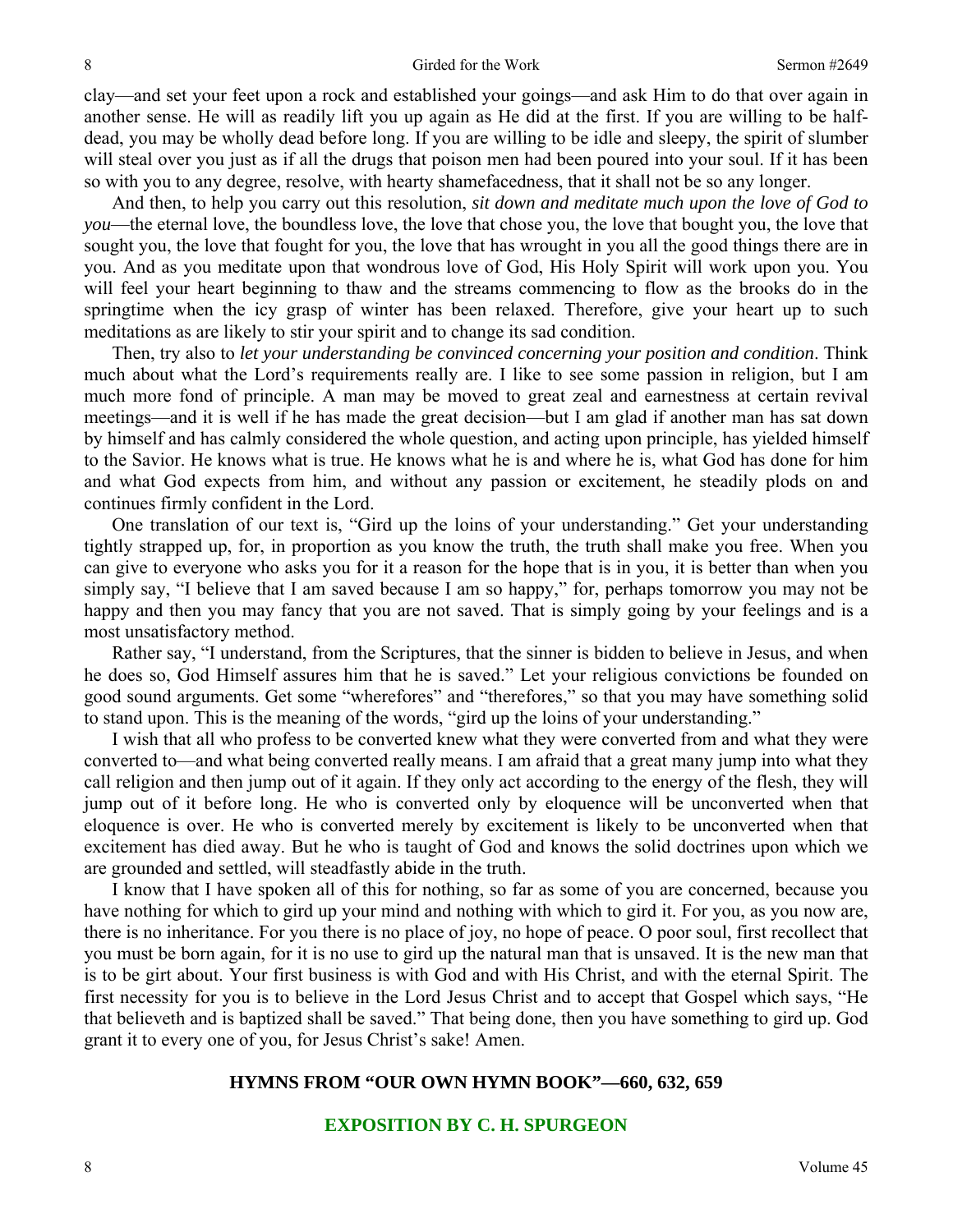clay—and set your feet upon a rock and established your goings—and ask Him to do that over again in another sense. He will as readily lift you up again as He did at the first. If you are willing to be half-dead, you may be wholly dead before long. If you are willing to be idle and sleepy, the spirit of slumber will steal over you just as if all the drugs that poison men had been poured into your soul. If it has been so with you to any degree, resolve, with hearty shamefacedness, that it shall not be so any longer.

And then, to help you carry out this resolution, *sit down and meditate much upon the love of God to you*—the eternal love, the boundless love, the love that chose you, the love that bought you, the love that sought you, the love that fought for you, the love that has wrought in you all the good things there are in you. And as you meditate upon that wondrous love of God, His Holy Spirit will work upon you. You will feel your heart beginning to thaw and the streams commencing to flow as the brooks do in the springtime when the icy grasp of winter has been relaxed. Therefore, give your heart up to such meditations as are likely to stir your spirit and to change its sad condition.

Then, try also to *let your understanding be convinced concerning your position and condition*. Think much about what the Lord's requirements really are. I like to see some passion in religion, but I am much more fond of principle. A man may be moved to great zeal and earnestness at certain revival meetings—and it is well if he has made the great decision—but I am glad if another man has sat down by himself and has calmly considered the whole question, and acting upon principle, has yielded himself to the Savior. He knows what is true. He knows what he is and where he is, what God has done for him and what God expects from him, and without any passion or excitement, he steadily plods on and continues firmly confident in the Lord.

One translation of our text is, "Gird up the loins of your understanding." Get your understanding tightly strapped up, for, in proportion as you know the truth, the truth shall make you free. When you can give to everyone who asks you for it a reason for the hope that is in you, it is better than when you simply say, "I believe that I am saved because I am so happy," for, perhaps tomorrow you may not be happy and then you may fancy that you are not saved. That is simply going by your feelings and is a most unsatisfactory method.

Rather say, "I understand, from the Scriptures, that the sinner is bidden to believe in Jesus, and when he does so, God Himself assures him that he is saved." Let your religious convictions be founded on good sound arguments. Get some "wherefores" and "therefores," so that you may have something solid to stand upon. This is the meaning of the words, "gird up the loins of your understanding."

I wish that all who profess to be converted knew what they were converted from and what they were converted to—and what being converted really means. I am afraid that a great many jump into what they call religion and then jump out of it again. If they only act according to the energy of the flesh, they will jump out of it before long. He who is converted only by eloquence will be unconverted when that eloquence is over. He who is converted merely by excitement is likely to be unconverted when that excitement has died away. But he who is taught of God and knows the solid doctrines upon which we are grounded and settled, will steadfastly abide in the truth.

I know that I have spoken all of this for nothing, so far as some of you are concerned, because you have nothing for which to gird up your mind and nothing with which to gird it. For you, as you now are, there is no inheritance. For you there is no place of joy, no hope of peace. O poor soul, first recollect that you must be born again, for it is no use to gird up the natural man that is unsaved. It is the new man that is to be girt about. Your first business is with God and with His Christ, and with the eternal Spirit. The first necessity for you is to believe in the Lord Jesus Christ and to accept that Gospel which says, "He that believeth and is baptized shall be saved." That being done, then you have something to gird up. God grant it to every one of you, for Jesus Christ's sake! Amen.

**HYMNS FROM "OUR OWN HYMN BOOK"—660, 632, 659**

## EXPOSITION BY C. H. SPURGEON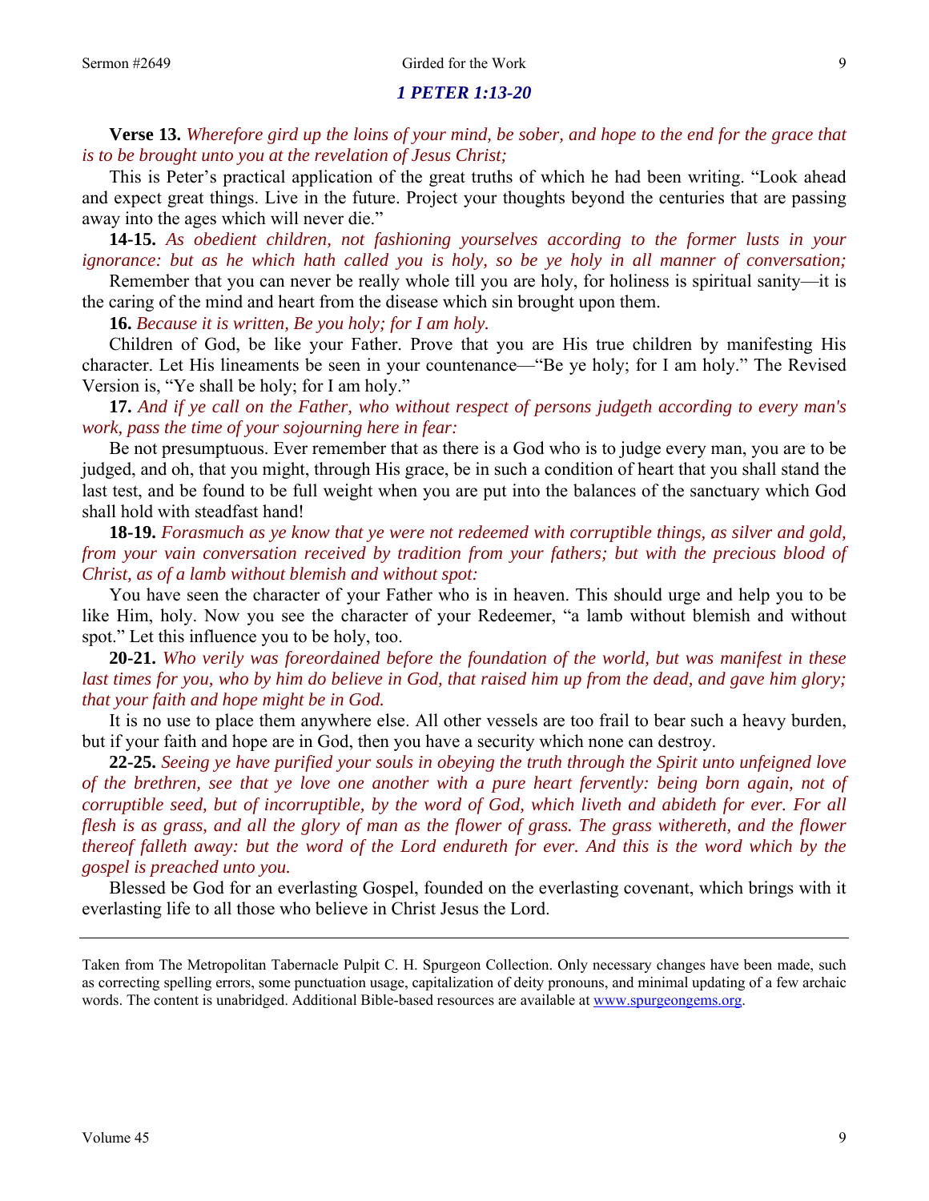## *1 PETER 1:13-20*

**Verse 13.** *Wherefore gird up the loins of your mind, be sober, and hope to the end for the grace that is to be brought unto you at the revelation of Jesus Christ;*

This is Peter's practical application of the great truths of which he had been writing. "Look ahead and expect great things. Live in the future. Project your thoughts beyond the centuries that are passing away into the ages which will never die."

**14-15.** *As obedient children, not fashioning yourselves according to the former lusts in your ignorance: but as he which hath called you is holy, so be ye holy in all manner of conversation;*

Remember that you can never be really whole till you are holy, for holiness is spiritual sanity—it is the caring of the mind and heart from the disease which sin brought upon them.

**16.** *Because it is written, Be you holy; for I am holy.*

Children of God, be like your Father. Prove that you are His true children by manifesting His character. Let His lineaments be seen in your countenance—"Be ye holy; for I am holy." The Revised Version is, "Ye shall be holy; for I am holy."

**17.** *And if ye call on the Father, who without respect of persons judgeth according to every man's work, pass the time of your sojourning here in fear:*

Be not presumptuous. Ever remember that as there is a God who is to judge every man, you are to be judged, and oh, that you might, through His grace, be in such a condition of heart that you shall stand the last test, and be found to be full weight when you are put into the balances of the sanctuary which God shall hold with steadfast hand!

**18-19.** *Forasmuch as ye know that ye were not redeemed with corruptible things, as silver and gold, from your vain conversation received by tradition from your fathers; but with the precious blood of Christ, as of a lamb without blemish and without spot:*

You have seen the character of your Father who is in heaven. This should urge and help you to be like Him, holy. Now you see the character of your Redeemer, "a lamb without blemish and without spot." Let this influence you to be holy, too.

**20-21.** *Who verily was foreordained before the foundation of the world, but was manifest in these last times for you, who by him do believe in God, that raised him up from the dead, and gave him glory; that your faith and hope might be in God.*

It is no use to place them anywhere else. All other vessels are too frail to bear such a heavy burden, but if your faith and hope are in God, then you have a security which none can destroy.

**22-25.** *Seeing ye have purified your souls in obeying the truth through the Spirit unto unfeigned love of the brethren, see that ye love one another with a pure heart fervently: being born again, not of corruptible seed, but of incorruptible, by the word of God, which liveth and abideth for ever. For all flesh is as grass, and all the glory of man as the flower of grass. The grass withereth, and the flower thereof falleth away: but the word of the Lord endureth for ever. And this is the word which by the gospel is preached unto you.*

Blessed be God for an everlasting Gospel, founded on the everlasting covenant, which brings with it everlasting life to all those who believe in Christ Jesus the Lord.

---

Taken from The Metropolitan Tabernacle Pulpit C. H. Spurgeon Collection. Only necessary changes have been made, such as correcting spelling errors, some punctuation usage, capitalization of deity pronouns, and minimal updating of a few archaic words. The content is unabridged. Additional Bible-based resources are available at [www.spurgeongems.org](http://www.spurgeongems.org).